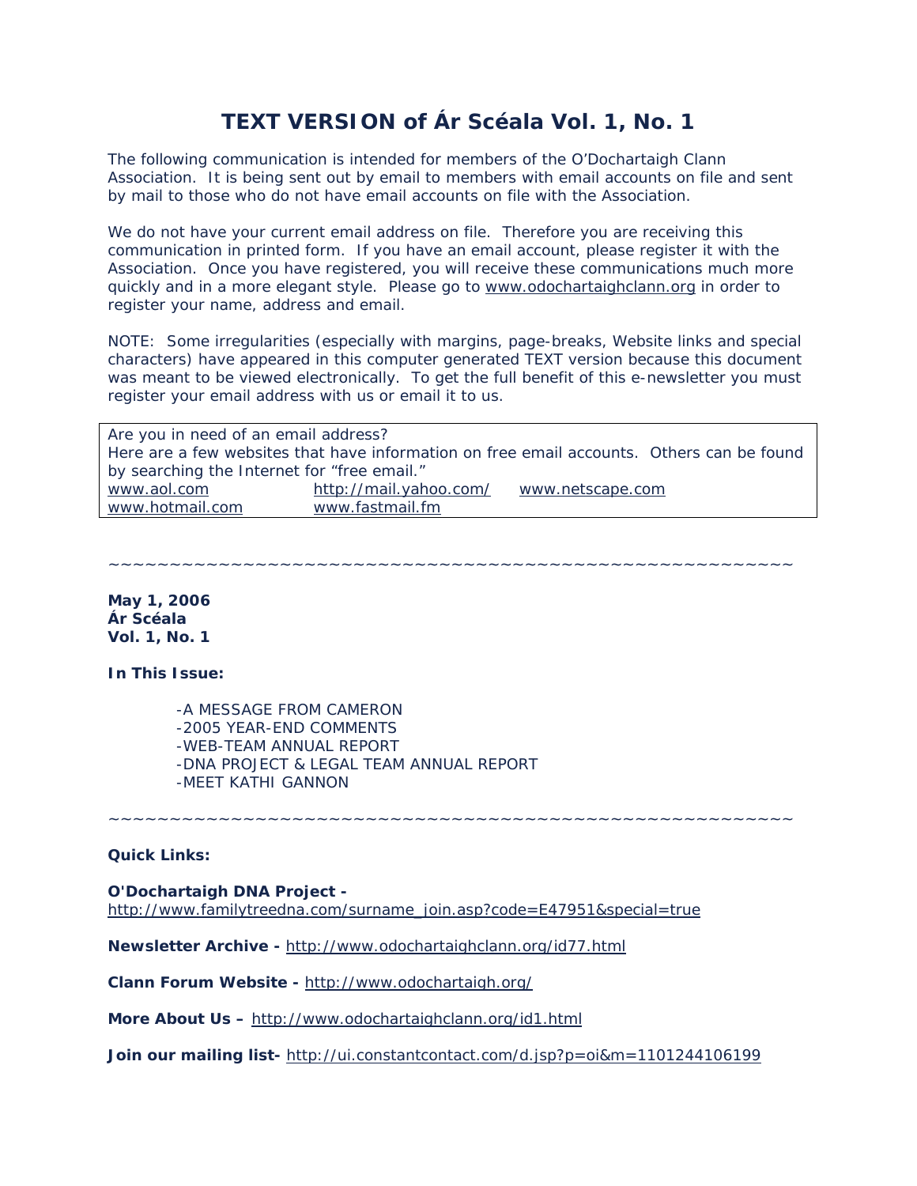# TEXT VERSION of Ár Scéala Vol. 1, No. 1

The following communication is intended for members of the O'Dochartaigh Clann Association. It is being sent out by email to members with email accounts on file and sent by mail to those who do not have email accounts on file with the Association.

We do not have your current email address on file. Therefore you are receiving this communication in printed form. If you have an email account, please register it with the Association. Once you have registered, you will receive these communications much more quickly and in a more elegant style. Please go to www.odochartaighclann.org in order to register your name, address and email.

NOTE: Some irregularities (especially with margins, page-breaks, Website links and special characters) have appeared in this computer generated TEXT version because this document was meant to be viewed electronically. To get the full benefit of this e-newsletter you must register your email address with us or email it to us.

| Are you in need of an email address? Here are a few websites that have information on free email accounts. Others can be found by searching the Internet for "free email." | | |
|---|---|---|
| www.aol.com | http://mail.yahoo.com/ | www.netscape.com |
| www.hotmail.com | www.fastmail.fm | |

~~~~~~~~~~~~~~~~~~~~~~~~~~~~~~~~~~~~~~~~~~~~~~~~~~~~~~~~

**May 1, 2006**
**Ár Scéala**
**Vol. 1, No. 1**

**In This Issue:**

-A MESSAGE FROM CAMERON
-2005 YEAR-END COMMENTS
-WEB-TEAM ANNUAL REPORT
-DNA PROJECT & LEGAL TEAM ANNUAL REPORT
-MEET KATHI GANNON

~~~~~~~~~~~~~~~~~~~~~~~~~~~~~~~~~~~~~~~~~~~~~~~~~~~~~~~~

**Quick Links:**

**O'Dochartaigh DNA Project -**
http://www.familytreedna.com/surname_join.asp?code=E47951&special=true

**Newsletter Archive -** http://www.odochartaighclann.org/id77.html

**Clann Forum Website -** http://www.odochartaigh.org/

**More About Us –** http://www.odochartaighclann.org/id1.html

**Join our mailing list-** http://ui.constantcontact.com/d.jsp?p=oi&m=1101244106199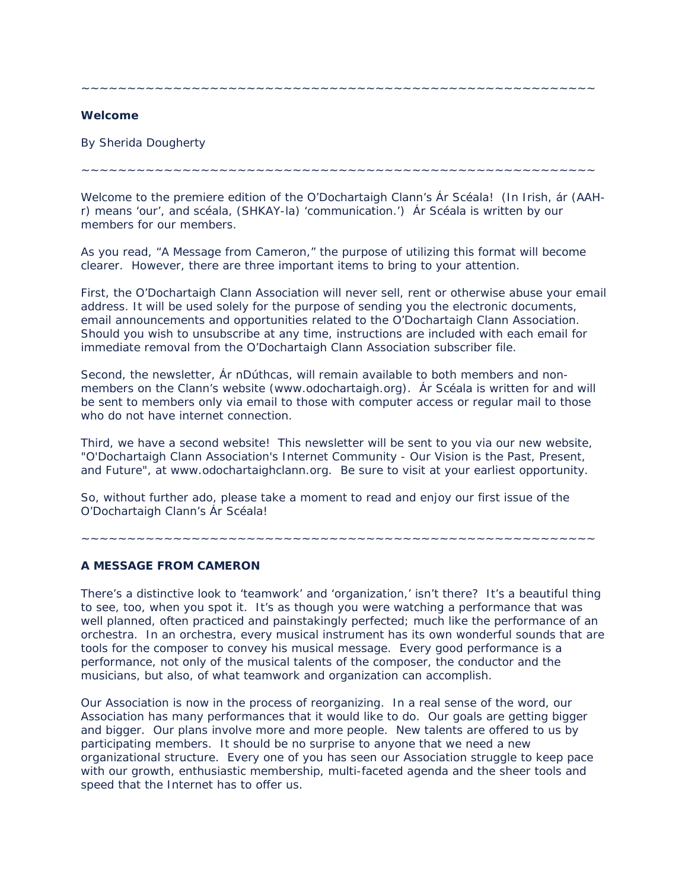~~~~~~~~~~~~~~~~~~~~~~~~~~~~~~~~~~~~~~~~~~~~~~~~~~~~~~~~

**Welcome**

By Sherida Dougherty

~~~~~~~~~~~~~~~~~~~~~~~~~~~~~~~~~~~~~~~~~~~~~~~~~~~~~~~~

Welcome to the premiere edition of the O'Dochartaigh Clann's Ár Scéala! (In Irish, ár (AAH-r) means 'our', and scéala, (SHKAY-la) 'communication.') Ár Scéala is written by our members for our members.

As you read, "A Message from Cameron," the purpose of utilizing this format will become clearer. However, there are three important items to bring to your attention.

First, the O'Dochartaigh Clann Association will never sell, rent or otherwise abuse your email address. It will be used solely for the purpose of sending you the electronic documents, email announcements and opportunities related to the O'Dochartaigh Clann Association. Should you wish to unsubscribe at any time, instructions are included with each email for immediate removal from the O'Dochartaigh Clann Association subscriber file.

Second, the newsletter, Ár nDúthcas, will remain available to both members and non-members on the Clann's website (www.odochartaigh.org). Ár Scéala is written for and will be sent to members only via email to those with computer access or regular mail to those who do not have internet connection.

Third, we have a second website! This newsletter will be sent to you via our new website, "O'Dochartaigh Clann Association's Internet Community - Our Vision is the Past, Present, and Future", at www.odochartaighclann.org. Be sure to visit at your earliest opportunity.

So, without further ado, please take a moment to read and enjoy our first issue of the O'Dochartaigh Clann's Ár Scéala!

~~~~~~~~~~~~~~~~~~~~~~~~~~~~~~~~~~~~~~~~~~~~~~~~~~~~~~~~

**A MESSAGE FROM CAMERON**

There's a distinctive look to 'teamwork' and 'organization,' isn't there? It's a beautiful thing to see, too, when you spot it. It's as though you were watching a performance that was well planned, often practiced and painstakingly perfected; much like the performance of an orchestra. In an orchestra, every musical instrument has its own wonderful sounds that are tools for the composer to convey his musical message. Every good performance is a performance, not only of the musical talents of the composer, the conductor and the musicians, but also, of what teamwork and organization can accomplish.

Our Association is now in the process of reorganizing. In a real sense of the word, our Association has many performances that it would like to do. Our goals are getting bigger and bigger. Our plans involve more and more people. New talents are offered to us by participating members. It should be no surprise to anyone that we need a new organizational structure. Every one of you has seen our Association struggle to keep pace with our growth, enthusiastic membership, multi-faceted agenda and the sheer tools and speed that the Internet has to offer us.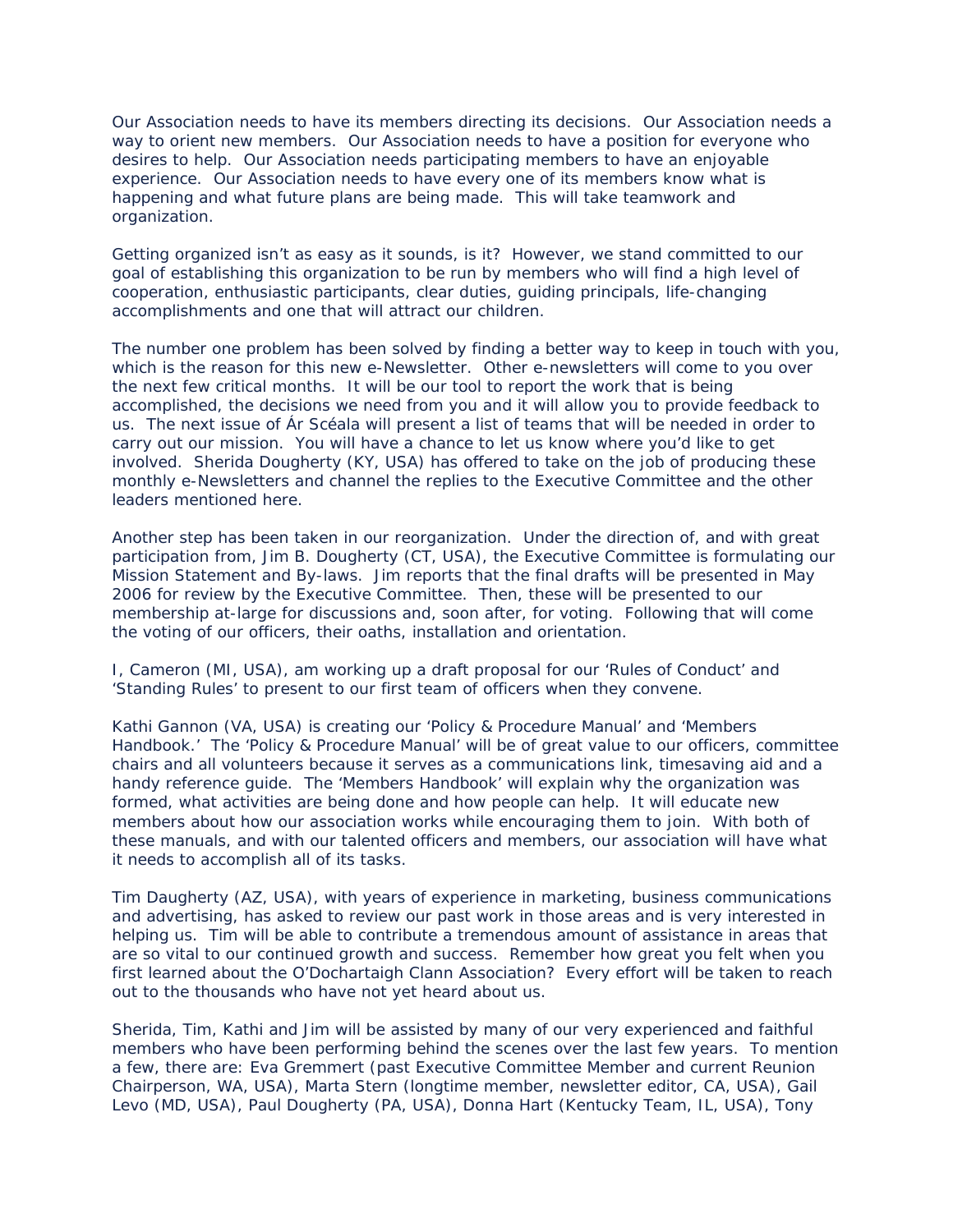Our Association needs to have its members directing its decisions. Our Association needs a way to orient new members. Our Association needs to have a position for everyone who desires to help. Our Association needs participating members to have an enjoyable experience. Our Association needs to have every one of its members know what is happening and what future plans are being made. This will take teamwork and organization.

Getting organized isn't as easy as it sounds, is it? However, we stand committed to our goal of establishing this organization to be run by members who will find a high level of cooperation, enthusiastic participants, clear duties, guiding principals, life-changing accomplishments and one that will attract our children.

The number one problem has been solved by finding a better way to keep in touch with you, which is the reason for this new e-Newsletter. Other e-newsletters will come to you over the next few critical months. It will be our tool to report the work that is being accomplished, the decisions we need from you and it will allow you to provide feedback to us. The next issue of Ár Scéala will present a list of teams that will be needed in order to carry out our mission. You will have a chance to let us know where you'd like to get involved. Sherida Dougherty (KY, USA) has offered to take on the job of producing these monthly e-Newsletters and channel the replies to the Executive Committee and the other leaders mentioned here.

Another step has been taken in our reorganization. Under the direction of, and with great participation from, Jim B. Dougherty (CT, USA), the Executive Committee is formulating our Mission Statement and By-laws. Jim reports that the final drafts will be presented in May 2006 for review by the Executive Committee. Then, these will be presented to our membership at-large for discussions and, soon after, for voting. Following that will come the voting of our officers, their oaths, installation and orientation.

I, Cameron (MI, USA), am working up a draft proposal for our 'Rules of Conduct' and 'Standing Rules' to present to our first team of officers when they convene.

Kathi Gannon (VA, USA) is creating our 'Policy & Procedure Manual' and 'Members Handbook.' The 'Policy & Procedure Manual' will be of great value to our officers, committee chairs and all volunteers because it serves as a communications link, timesaving aid and a handy reference guide. The 'Members Handbook' will explain why the organization was formed, what activities are being done and how people can help. It will educate new members about how our association works while encouraging them to join. With both of these manuals, and with our talented officers and members, our association will have what it needs to accomplish all of its tasks.

Tim Daugherty (AZ, USA), with years of experience in marketing, business communications and advertising, has asked to review our past work in those areas and is very interested in helping us. Tim will be able to contribute a tremendous amount of assistance in areas that are so vital to our continued growth and success. Remember how great you felt when you first learned about the O'Dochartaigh Clann Association? Every effort will be taken to reach out to the thousands who have not yet heard about us.

Sherida, Tim, Kathi and Jim will be assisted by many of our very experienced and faithful members who have been performing behind the scenes over the last few years. To mention a few, there are: Eva Gremmert (past Executive Committee Member and current Reunion Chairperson, WA, USA), Marta Stern (longtime member, newsletter editor, CA, USA), Gail Levo (MD, USA), Paul Dougherty (PA, USA), Donna Hart (Kentucky Team, IL, USA), Tony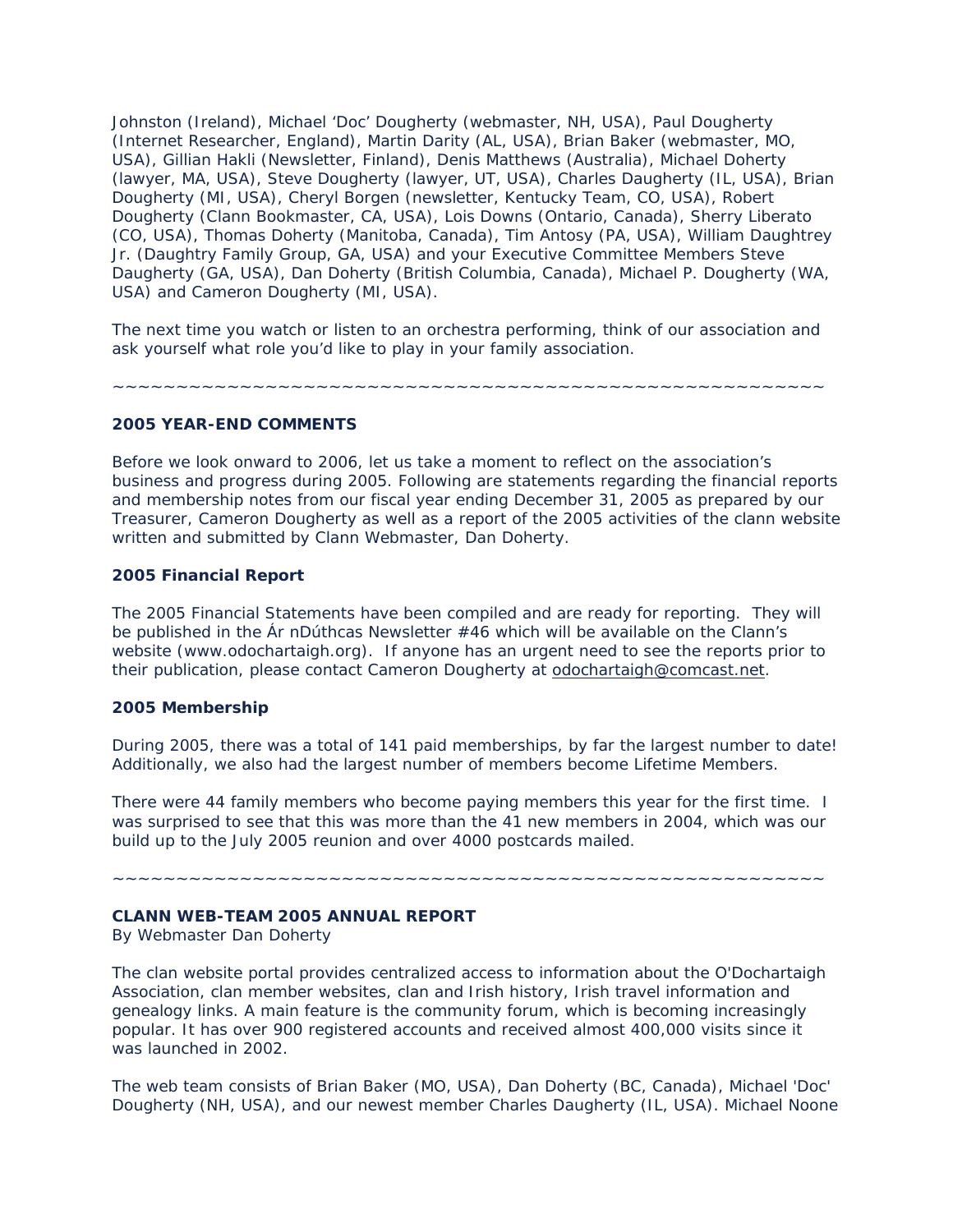Johnston (Ireland), Michael 'Doc' Dougherty (webmaster, NH, USA), Paul Dougherty (Internet Researcher, England), Martin Darity (AL, USA), Brian Baker (webmaster, MO, USA), Gillian Hakli (Newsletter, Finland), Denis Matthews (Australia), Michael Doherty (lawyer, MA, USA), Steve Dougherty (lawyer, UT, USA), Charles Daugherty (IL, USA), Brian Dougherty (MI, USA), Cheryl Borgen (newsletter, Kentucky Team, CO, USA), Robert Dougherty (Clann Bookmaster, CA, USA), Lois Downs (Ontario, Canada), Sherry Liberato (CO, USA), Thomas Doherty (Manitoba, Canada), Tim Antosy (PA, USA), William Daughtrey Jr. (Daughtry Family Group, GA, USA) and your Executive Committee Members Steve Daugherty (GA, USA), Dan Doherty (British Columbia, Canada), Michael P. Dougherty (WA, USA) and Cameron Dougherty (MI, USA).

The next time you watch or listen to an orchestra performing, think of our association and ask yourself what role you'd like to play in your family association.

~~~~~~~~~~~~~~~~~~~~~~~~~~~~~~~~~~~~~~~~~~~~~~~~~~~~~~~~~~

**2005 YEAR-END COMMENTS**

Before we look onward to 2006, let us take a moment to reflect on the association's business and progress during 2005. Following are statements regarding the financial reports and membership notes from our fiscal year ending December 31, 2005 as prepared by our Treasurer, Cameron Dougherty as well as a report of the 2005 activities of the clann website written and submitted by Clann Webmaster, Dan Doherty.

**2005 Financial Report**

The 2005 Financial Statements have been compiled and are ready for reporting. They will be published in the Ár nDúthcas Newsletter #46 which will be available on the Clann's website (www.odochartaigh.org). If anyone has an urgent need to see the reports prior to their publication, please contact Cameron Dougherty at odochartaigh@comcast.net.

**2005 Membership**

During 2005, there was a total of 141 paid memberships, by far the largest number to date! Additionally, we also had the largest number of members become Lifetime Members.

There were 44 family members who become paying members this year for the first time. I was surprised to see that this was more than the 41 new members in 2004, which was our build up to the July 2005 reunion and over 4000 postcards mailed.

~~~~~~~~~~~~~~~~~~~~~~~~~~~~~~~~~~~~~~~~~~~~~~~~~~~~~~~~~~

**CLANN WEB-TEAM 2005 ANNUAL REPORT**
By Webmaster Dan Doherty

The clan website portal provides centralized access to information about the O'Dochartaigh Association, clan member websites, clan and Irish history, Irish travel information and genealogy links. A main feature is the community forum, which is becoming increasingly popular. It has over 900 registered accounts and received almost 400,000 visits since it was launched in 2002.

The web team consists of Brian Baker (MO, USA), Dan Doherty (BC, Canada), Michael 'Doc' Dougherty (NH, USA), and our newest member Charles Daugherty (IL, USA). Michael Noone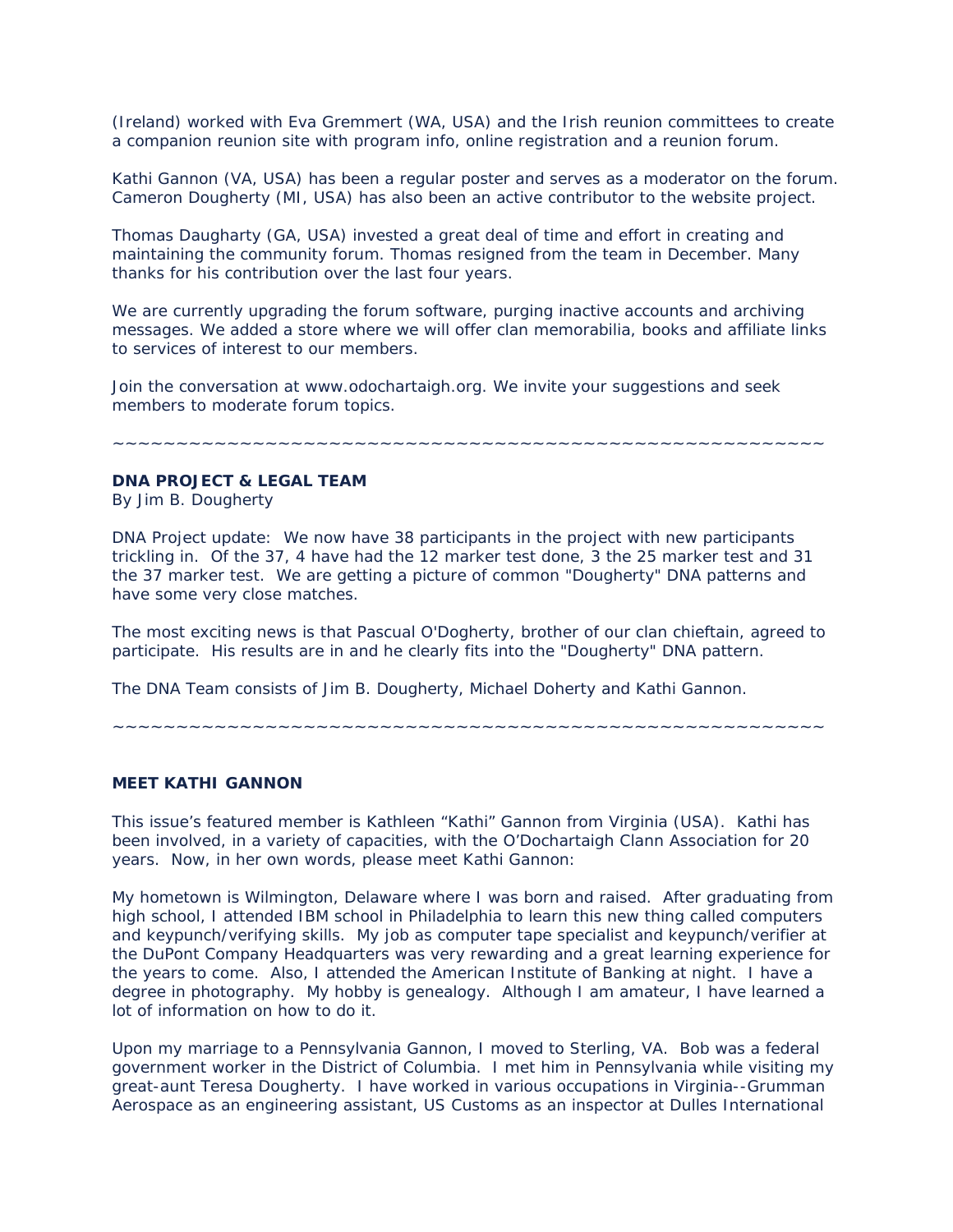(Ireland) worked with Eva Gremmert (WA, USA) and the Irish reunion committees to create a companion reunion site with program info, online registration and a reunion forum.

Kathi Gannon (VA, USA) has been a regular poster and serves as a moderator on the forum. Cameron Dougherty (MI, USA) has also been an active contributor to the website project.

Thomas Daugharty (GA, USA) invested a great deal of time and effort in creating and maintaining the community forum. Thomas resigned from the team in December. Many thanks for his contribution over the last four years.

We are currently upgrading the forum software, purging inactive accounts and archiving messages. We added a store where we will offer clan memorabilia, books and affiliate links to services of interest to our members.

Join the conversation at www.odochartaigh.org. We invite your suggestions and seek members to moderate forum topics.

~~~~~~~~~~~~~~~~~~~~~~~~~~~~~~~~~~~~~~~~~~~~~~~~~~~~~~~~

**DNA PROJECT & LEGAL TEAM**
By Jim B. Dougherty

DNA Project update: We now have 38 participants in the project with new participants trickling in. Of the 37, 4 have had the 12 marker test done, 3 the 25 marker test and 31 the 37 marker test. We are getting a picture of common "Dougherty" DNA patterns and have some very close matches.

The most exciting news is that Pascual O'Dogherty, brother of our clan chieftain, agreed to participate. His results are in and he clearly fits into the "Dougherty" DNA pattern.

The DNA Team consists of Jim B. Dougherty, Michael Doherty and Kathi Gannon.

~~~~~~~~~~~~~~~~~~~~~~~~~~~~~~~~~~~~~~~~~~~~~~~~~~~~~~~~

**MEET KATHI GANNON**

This issue's featured member is Kathleen "Kathi" Gannon from Virginia (USA). Kathi has been involved, in a variety of capacities, with the O'Dochartaigh Clann Association for 20 years. Now, in her own words, please meet Kathi Gannon:

My hometown is Wilmington, Delaware where I was born and raised. After graduating from high school, I attended IBM school in Philadelphia to learn this new thing called computers and keypunch/verifying skills. My job as computer tape specialist and keypunch/verifier at the DuPont Company Headquarters was very rewarding and a great learning experience for the years to come. Also, I attended the American Institute of Banking at night. I have a degree in photography. My hobby is genealogy. Although I am amateur, I have learned a lot of information on how to do it.

Upon my marriage to a Pennsylvania Gannon, I moved to Sterling, VA. Bob was a federal government worker in the District of Columbia. I met him in Pennsylvania while visiting my great-aunt Teresa Dougherty. I have worked in various occupations in Virginia--Grumman Aerospace as an engineering assistant, US Customs as an inspector at Dulles International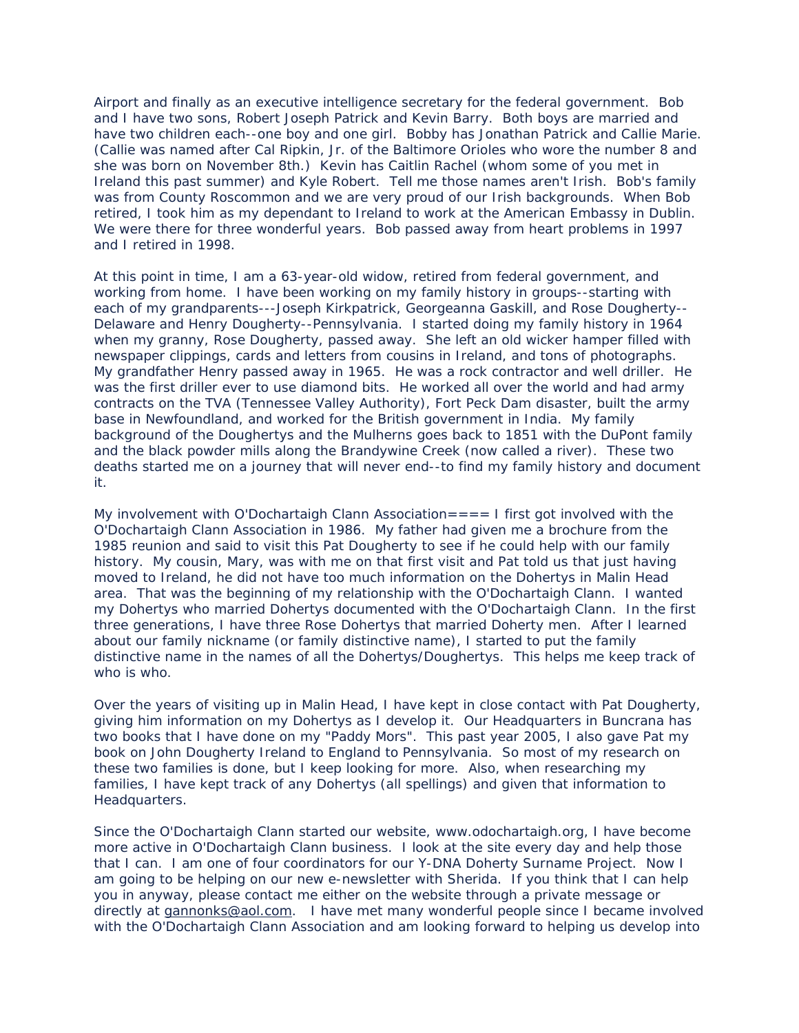Airport and finally as an executive intelligence secretary for the federal government. Bob and I have two sons, Robert Joseph Patrick and Kevin Barry. Both boys are married and have two children each--one boy and one girl. Bobby has Jonathan Patrick and Callie Marie. (Callie was named after Cal Ripkin, Jr. of the Baltimore Orioles who wore the number 8 and she was born on November 8th.) Kevin has Caitlin Rachel (whom some of you met in Ireland this past summer) and Kyle Robert. Tell me those names aren't Irish. Bob's family was from County Roscommon and we are very proud of our Irish backgrounds. When Bob retired, I took him as my dependant to Ireland to work at the American Embassy in Dublin. We were there for three wonderful years. Bob passed away from heart problems in 1997 and I retired in 1998.

At this point in time, I am a 63-year-old widow, retired from federal government, and working from home. I have been working on my family history in groups--starting with each of my grandparents---Joseph Kirkpatrick, Georgeanna Gaskill, and Rose Dougherty--Delaware and Henry Dougherty--Pennsylvania. I started doing my family history in 1964 when my granny, Rose Dougherty, passed away. She left an old wicker hamper filled with newspaper clippings, cards and letters from cousins in Ireland, and tons of photographs. My grandfather Henry passed away in 1965. He was a rock contractor and well driller. He was the first driller ever to use diamond bits. He worked all over the world and had army contracts on the TVA (Tennessee Valley Authority), Fort Peck Dam disaster, built the army base in Newfoundland, and worked for the British government in India. My family background of the Doughertys and the Mulherns goes back to 1851 with the DuPont family and the black powder mills along the Brandywine Creek (now called a river). These two deaths started me on a journey that will never end--to find my family history and document it.

My involvement with O'Dochartaigh Clann Association==== I first got involved with the O'Dochartaigh Clann Association in 1986. My father had given me a brochure from the 1985 reunion and said to visit this Pat Dougherty to see if he could help with our family history. My cousin, Mary, was with me on that first visit and Pat told us that just having moved to Ireland, he did not have too much information on the Dohertys in Malin Head area. That was the beginning of my relationship with the O'Dochartaigh Clann. I wanted my Dohertys who married Dohertys documented with the O'Dochartaigh Clann. In the first three generations, I have three Rose Dohertys that married Doherty men. After I learned about our family nickname (or family distinctive name), I started to put the family distinctive name in the names of all the Dohertys/Doughertys. This helps me keep track of who is who.

Over the years of visiting up in Malin Head, I have kept in close contact with Pat Dougherty, giving him information on my Dohertys as I develop it. Our Headquarters in Buncrana has two books that I have done on my "Paddy Mors". This past year 2005, I also gave Pat my book on John Dougherty Ireland to England to Pennsylvania. So most of my research on these two families is done, but I keep looking for more. Also, when researching my families, I have kept track of any Dohertys (all spellings) and given that information to Headquarters.

Since the O'Dochartaigh Clann started our website, www.odochartaigh.org, I have become more active in O'Dochartaigh Clann business. I look at the site every day and help those that I can. I am one of four coordinators for our Y-DNA Doherty Surname Project. Now I am going to be helping on our new e-newsletter with Sherida. If you think that I can help you in anyway, please contact me either on the website through a private message or directly at gannonks@aol.com. I have met many wonderful people since I became involved with the O'Dochartaigh Clann Association and am looking forward to helping us develop into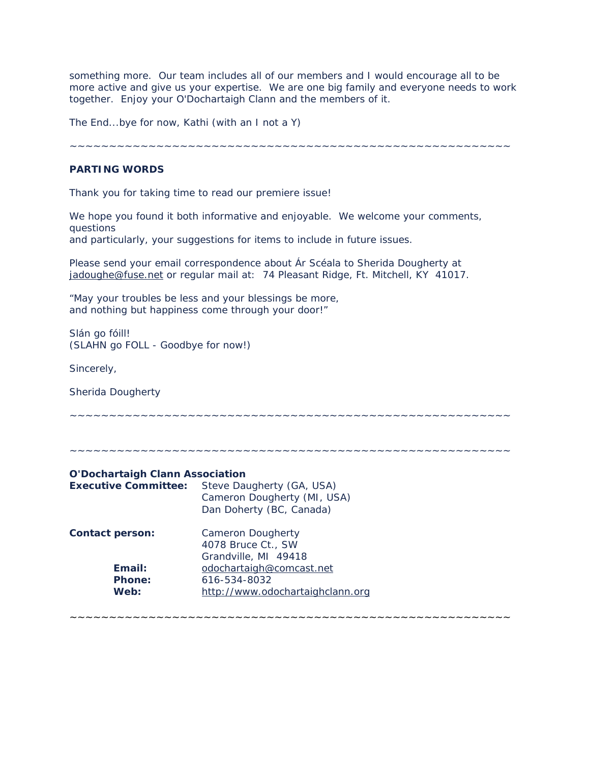something more. Our team includes all of our members and I would encourage all to be more active and give us your expertise. We are one big family and everyone needs to work together. Enjoy your O'Dochartaigh Clann and the members of it.

The End...bye for now, Kathi (with an I not a Y)

~~~~~~~~~~~~~~~~~~~~~~~~~~~~~~~~~~~~~~~~~~~~~~~~~~~~~~~~

**PARTING WORDS**

Thank you for taking time to read our premiere issue!

We hope you found it both informative and enjoyable. We welcome your comments, questions
and particularly, your suggestions for items to include in future issues.

Please send your email correspondence about Ár Scéala to Sherida Dougherty at jadoughe@fuse.net or regular mail at: 74 Pleasant Ridge, Ft. Mitchell, KY 41017.

"May your troubles be less and your blessings be more,
and nothing but happiness come through your door!"

Slán go fóill!
(SLAHN go FOLL - Goodbye for now!)

Sincerely,

Sherida Dougherty

~~~~~~~~~~~~~~~~~~~~~~~~~~~~~~~~~~~~~~~~~~~~~~~~~~~~~~~~

~~~~~~~~~~~~~~~~~~~~~~~~~~~~~~~~~~~~~~~~~~~~~~~~~~~~~~~~

**O'Dochartaigh Clann Association**

| | |
|---|---|
| **Executive Committee:** | Steve Daugherty (GA, USA)<br>Cameron Dougherty (MI, USA)<br>Dan Doherty (BC, Canada) |
| **Contact person:** | Cameron Dougherty<br>4078 Bruce Ct., SW<br>Grandville, MI 49418 |
| **Email:** | odochartaigh@comcast.net |
| **Phone:** | 616-534-8032 |
| **Web:** | http://www.odochartaighclann.org |

~~~~~~~~~~~~~~~~~~~~~~~~~~~~~~~~~~~~~~~~~~~~~~~~~~~~~~~~